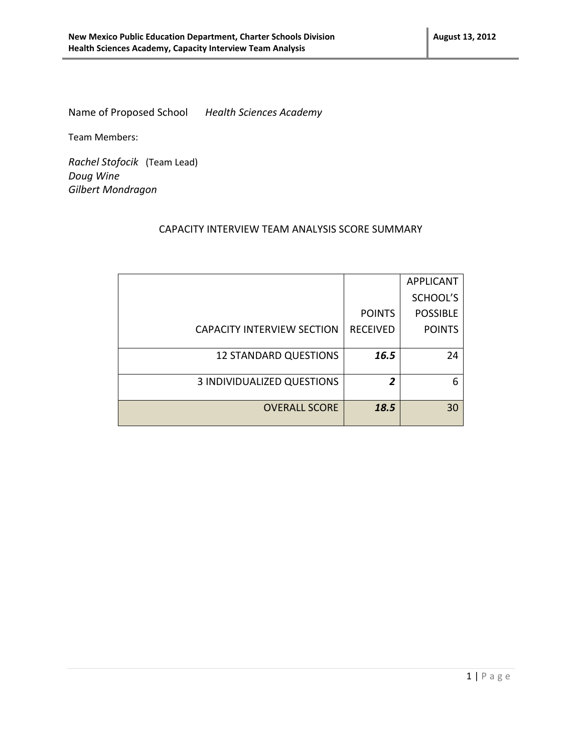Name of Proposed School *Health Sciences Academy*

Team Members:

*Rachel Stofocik* (Team Lead)
*Doug Wine*
*Gilbert Mondragon*

CAPACITY INTERVIEW TEAM ANALYSIS SCORE SUMMARY

| CAPACITY INTERVIEW SECTION | POINTS RECEIVED | APPLICANT SCHOOL'S POSSIBLE POINTS |
|---|---|---|
| 12 STANDARD QUESTIONS | ***16.5*** | 24 |
| 3 INDIVIDUALIZED QUESTIONS | ***2*** | 6 |
| OVERALL SCORE | ***18.5*** | 30 |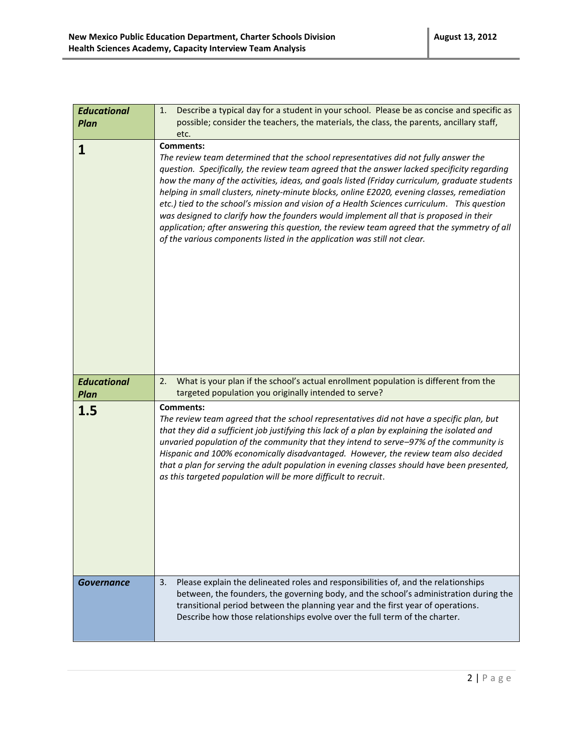| *Educational Plan* | 1. Describe a typical day for a student in your school. Please be as concise and specific as possible; consider the teachers, the materials, the class, the parents, ancillary staff, etc. |
|---|---|
| **1** | **Comments:** *The review team determined that the school representatives did not fully answer the question. Specifically, the review team agreed that the answer lacked specificity regarding how the many of the activities, ideas, and goals listed (Friday curriculum, graduate students helping in small clusters, ninety-minute blocks, online E2020, evening classes, remediation etc.) tied to the school's mission and vision of a Health Sciences curriculum. This question was designed to clarify how the founders would implement all that is proposed in their application; after answering this question, the review team agreed that the symmetry of all of the various components listed in the application was still not clear.* |
| *Educational Plan* | 2. What is your plan if the school's actual enrollment population is different from the targeted population you originally intended to serve? |
| **1.5** | **Comments:** *The review team agreed that the school representatives did not have a specific plan, but that they did a sufficient job justifying this lack of a plan by explaining the isolated and unvaried population of the community that they intend to serve–97% of the community is Hispanic and 100% economically disadvantaged. However, the review team also decided that a plan for serving the adult population in evening classes should have been presented, as this targeted population will be more difficult to recruit.* |
| *Governance* | 3. Please explain the delineated roles and responsibilities of, and the relationships between, the founders, the governing body, and the school's administration during the transitional period between the planning year and the first year of operations. Describe how those relationships evolve over the full term of the charter. |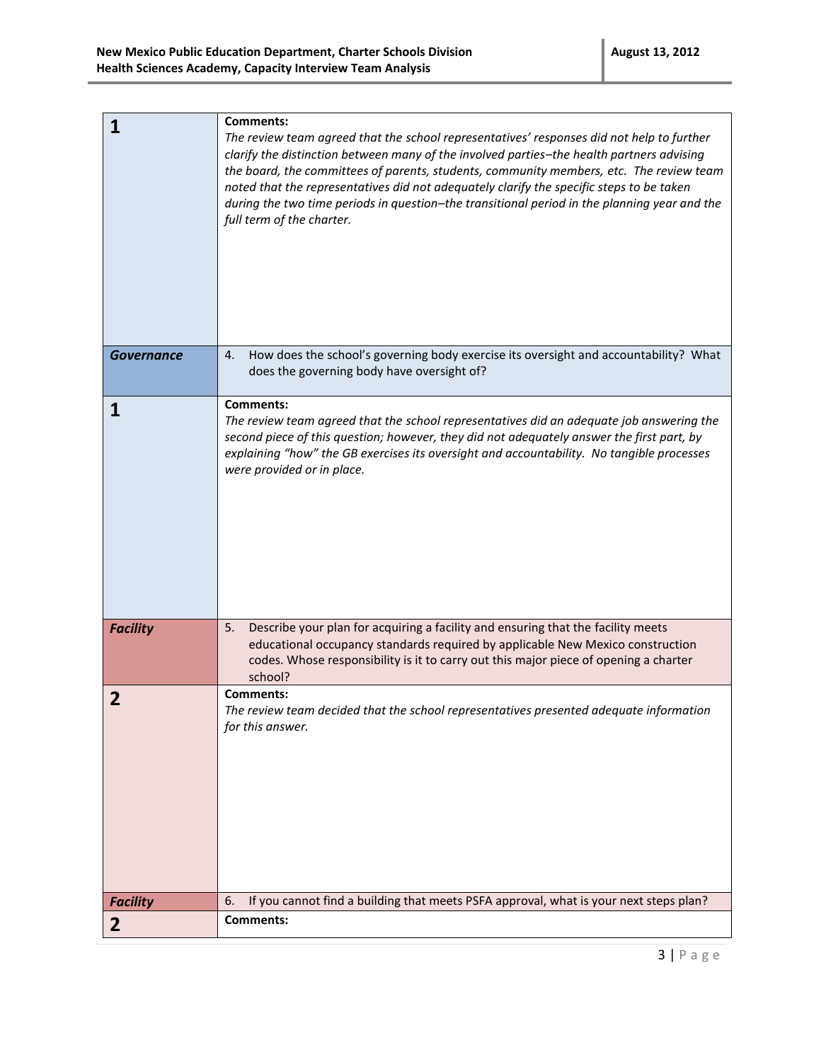| | |
|---|---|
| **1** | **Comments:**<br>*The review team agreed that the school representatives' responses did not help to further clarify the distinction between many of the involved parties–the health partners advising the board, the committees of parents, students, community members, etc. The review team noted that the representatives did not adequately clarify the specific steps to be taken during the two time periods in question–the transitional period in the planning year and the full term of the charter.* |
| ***Governance*** | 4. How does the school's governing body exercise its oversight and accountability? What does the governing body have oversight of? |
| **1** | **Comments:**<br>*The review team agreed that the school representatives did an adequate job answering the second piece of this question; however, they did not adequately answer the first part, by explaining "how" the GB exercises its oversight and accountability. No tangible processes were provided or in place.* |
| ***Facility*** | 5. Describe your plan for acquiring a facility and ensuring that the facility meets educational occupancy standards required by applicable New Mexico construction codes. Whose responsibility is it to carry out this major piece of opening a charter school? |
| **2** | **Comments:**<br>*The review team decided that the school representatives presented adequate information for this answer.* |
| ***Facility*** | 6. If you cannot find a building that meets PSFA approval, what is your next steps plan? |
| **2** | **Comments:** |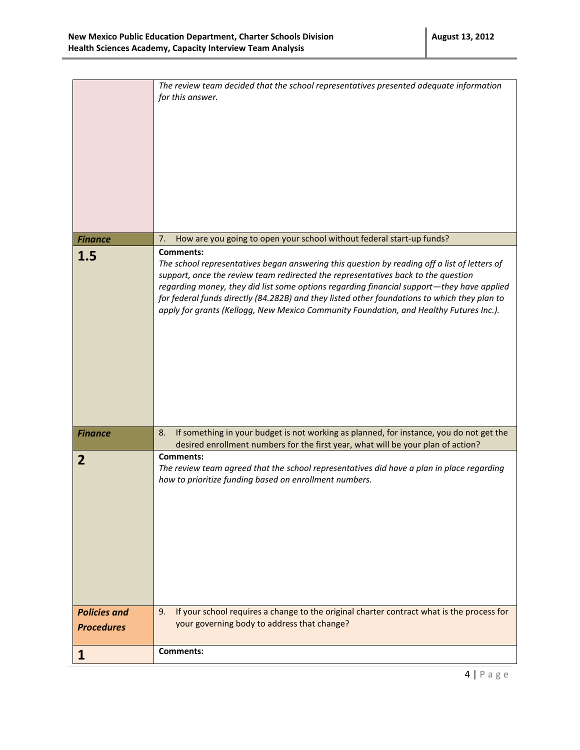| | |
|---|---|
| | *The review team decided that the school representatives presented adequate information for this answer.* |
| ***Finance*** | 7. How are you going to open your school without federal start-up funds? |
| **1.5** | **Comments:**<br>*The school representatives began answering this question by reading off a list of letters of support, once the review team redirected the representatives back to the question regarding money, they did list some options regarding financial support—they have applied for federal funds directly (84.282B) and they listed other foundations to which they plan to apply for grants (Kellogg, New Mexico Community Foundation, and Healthy Futures Inc.).* |
| ***Finance*** | 8. If something in your budget is not working as planned, for instance, you do not get the desired enrollment numbers for the first year, what will be your plan of action? |
| **2** | **Comments:**<br>*The review team agreed that the school representatives did have a plan in place regarding how to prioritize funding based on enrollment numbers.* |
| ***Policies and Procedures*** | 9. If your school requires a change to the original charter contract what is the process for your governing body to address that change? |
| **1** | **Comments:** |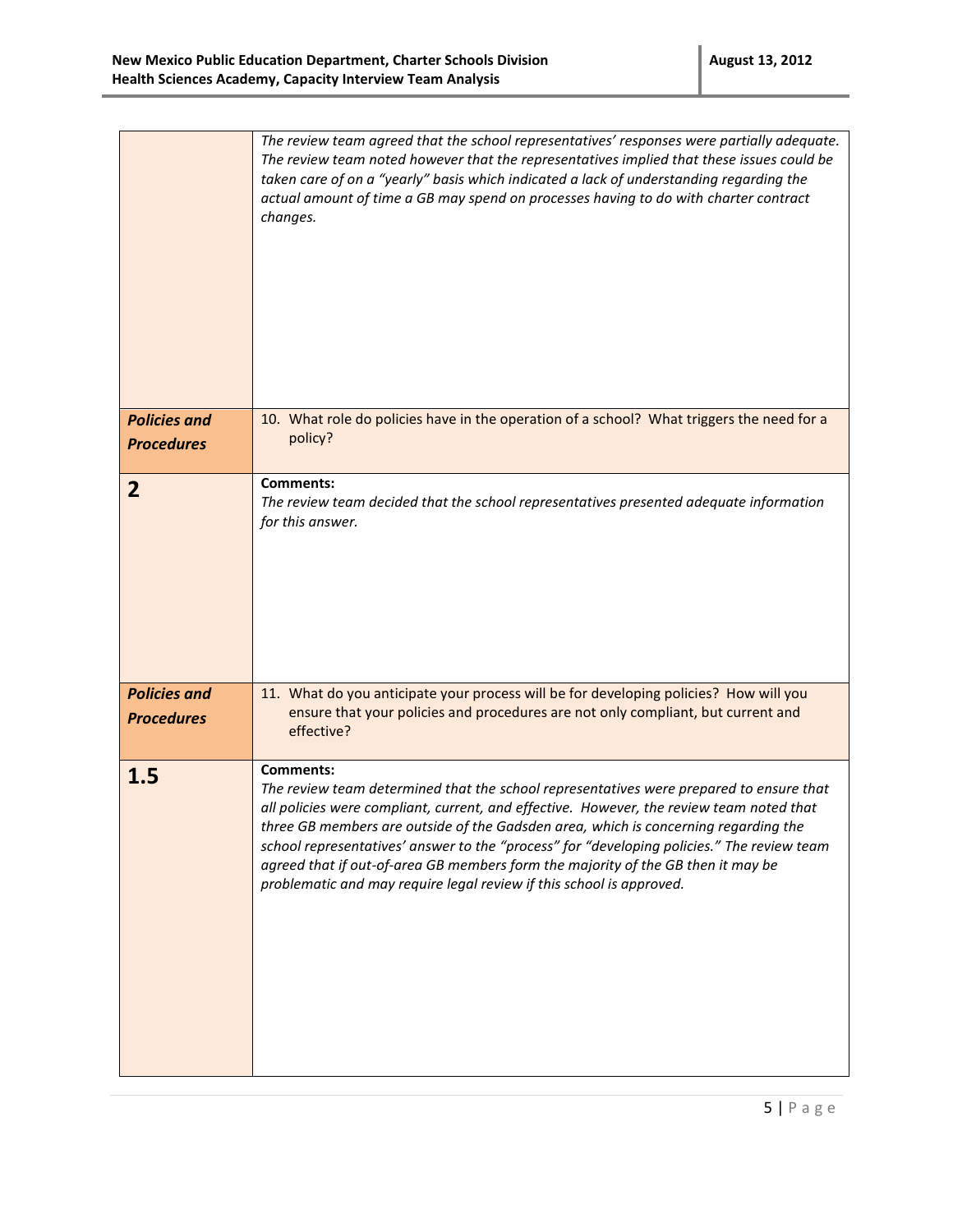| | |
|---|---|
| | *The review team agreed that the school representatives' responses were partially adequate. The review team noted however that the representatives implied that these issues could be taken care of on a "yearly" basis which indicated a lack of understanding regarding the actual amount of time a GB may spend on processes having to do with charter contract changes.* |
| ***Policies and Procedures*** | 10. What role do policies have in the operation of a school? What triggers the need for a policy? |
| **2** | **Comments:** *The review team decided that the school representatives presented adequate information for this answer.* |
| ***Policies and Procedures*** | 11. What do you anticipate your process will be for developing policies? How will you ensure that your policies and procedures are not only compliant, but current and effective? |
| **1.5** | **Comments:** *The review team determined that the school representatives were prepared to ensure that all policies were compliant, current, and effective. However, the review team noted that three GB members are outside of the Gadsden area, which is concerning regarding the school representatives' answer to the "process" for "developing policies." The review team agreed that if out-of-area GB members form the majority of the GB then it may be problematic and may require legal review if this school is approved.* |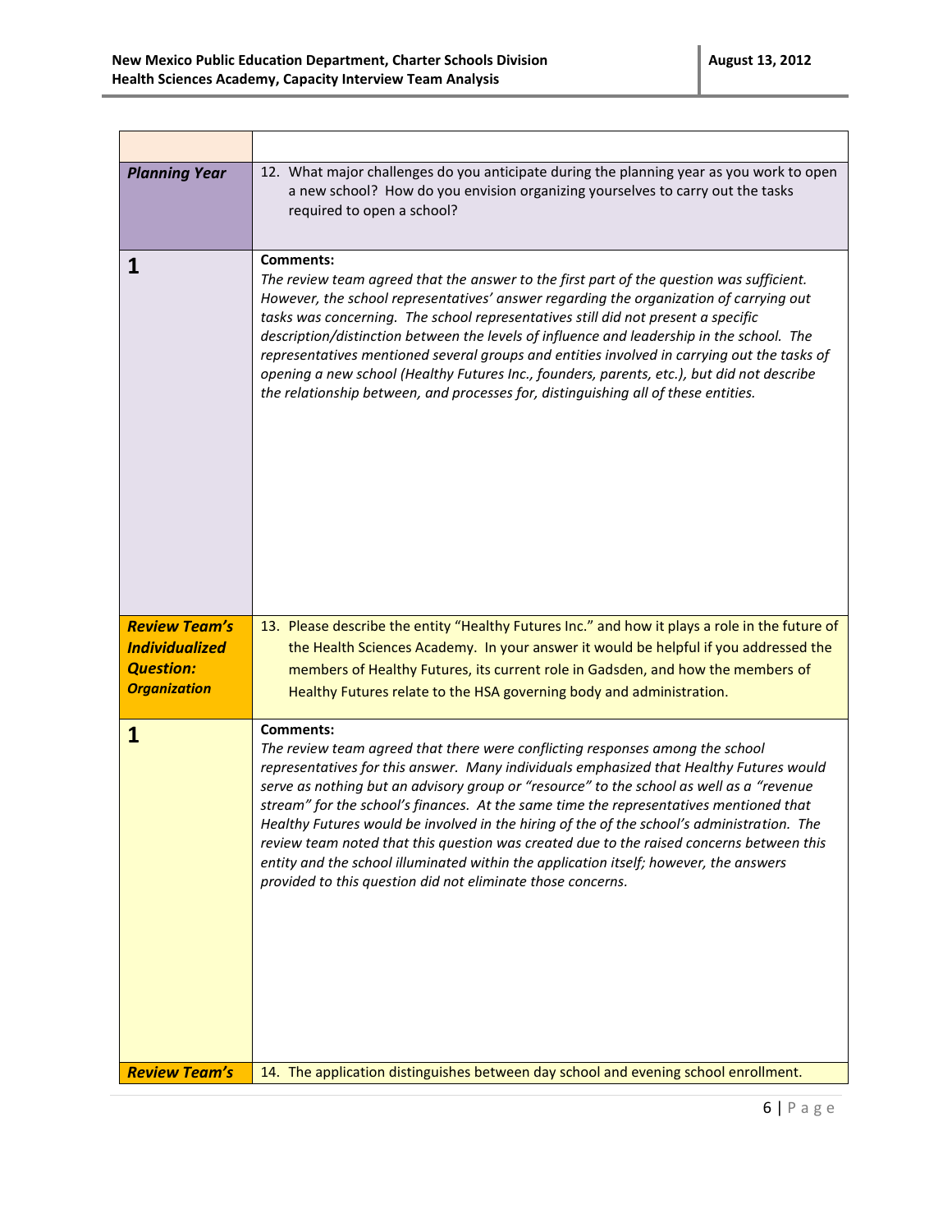| | |
|---|---|
| ***Planning Year*** | 12. What major challenges do you anticipate during the planning year as you work to open a new school? How do you envision organizing yourselves to carry out the tasks required to open a school? |
| **1** | **Comments:**<br>*The review team agreed that the answer to the first part of the question was sufficient. However, the school representatives' answer regarding the organization of carrying out tasks was concerning. The school representatives still did not present a specific description/distinction between the levels of influence and leadership in the school. The representatives mentioned several groups and entities involved in carrying out the tasks of opening a new school (Healthy Futures Inc., founders, parents, etc.), but did not describe the relationship between, and processes for, distinguishing all of these entities.* |
| ***Review Team's Individualized Question: Organization*** | 13. Please describe the entity "Healthy Futures Inc." and how it plays a role in the future of the Health Sciences Academy. In your answer it would be helpful if you addressed the members of Healthy Futures, its current role in Gadsden, and how the members of Healthy Futures relate to the HSA governing body and administration. |
| **1** | **Comments:**<br>*The review team agreed that there were conflicting responses among the school representatives for this answer. Many individuals emphasized that Healthy Futures would serve as nothing but an advisory group or "resource" to the school as well as a "revenue stream" for the school's finances. At the same time the representatives mentioned that Healthy Futures would be involved in the hiring of the of the school's administration. The review team noted that this question was created due to the raised concerns between this entity and the school illuminated within the application itself; however, the answers provided to this question did not eliminate those concerns.* |
| ***Review Team's*** | 14. The application distinguishes between day school and evening school enrollment. |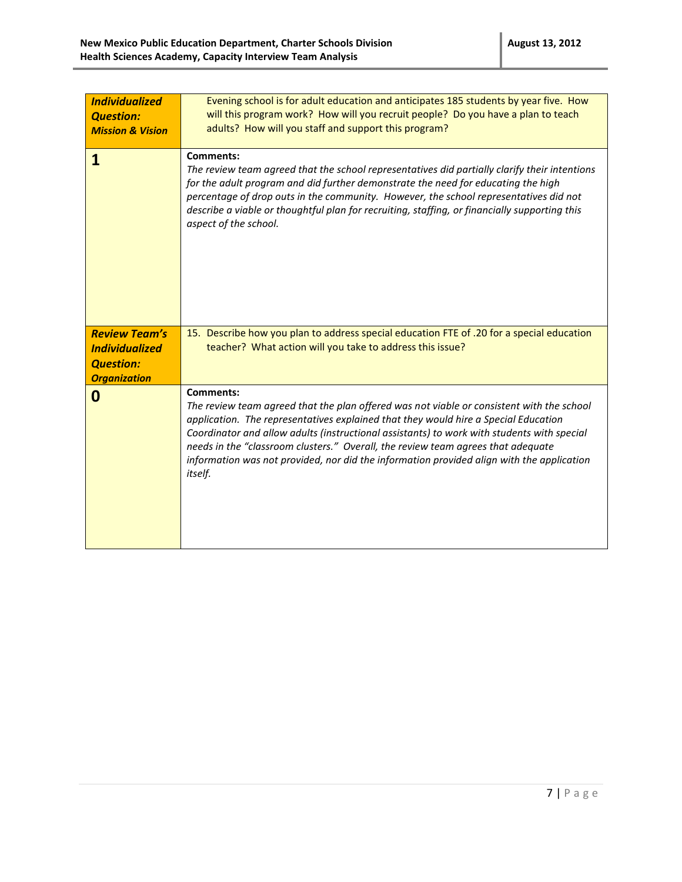| | |
|---|---|
| ***Individualized Question: Mission & Vision*** | Evening school is for adult education and anticipates 185 students by year five. How will this program work? How will you recruit people? Do you have a plan to teach adults? How will you staff and support this program? |
| **1** | **Comments:** *The review team agreed that the school representatives did partially clarify their intentions for the adult program and did further demonstrate the need for educating the high percentage of drop outs in the community. However, the school representatives did not describe a viable or thoughtful plan for recruiting, staffing, or financially supporting this aspect of the school.* |
| ***Review Team's Individualized Question: Organization*** | 15. Describe how you plan to address special education FTE of .20 for a special education teacher? What action will you take to address this issue? |
| **0** | **Comments:** *The review team agreed that the plan offered was not viable or consistent with the school application. The representatives explained that they would hire a Special Education Coordinator and allow adults (instructional assistants) to work with students with special needs in the "classroom clusters." Overall, the review team agrees that adequate information was not provided, nor did the information provided align with the application itself.* |